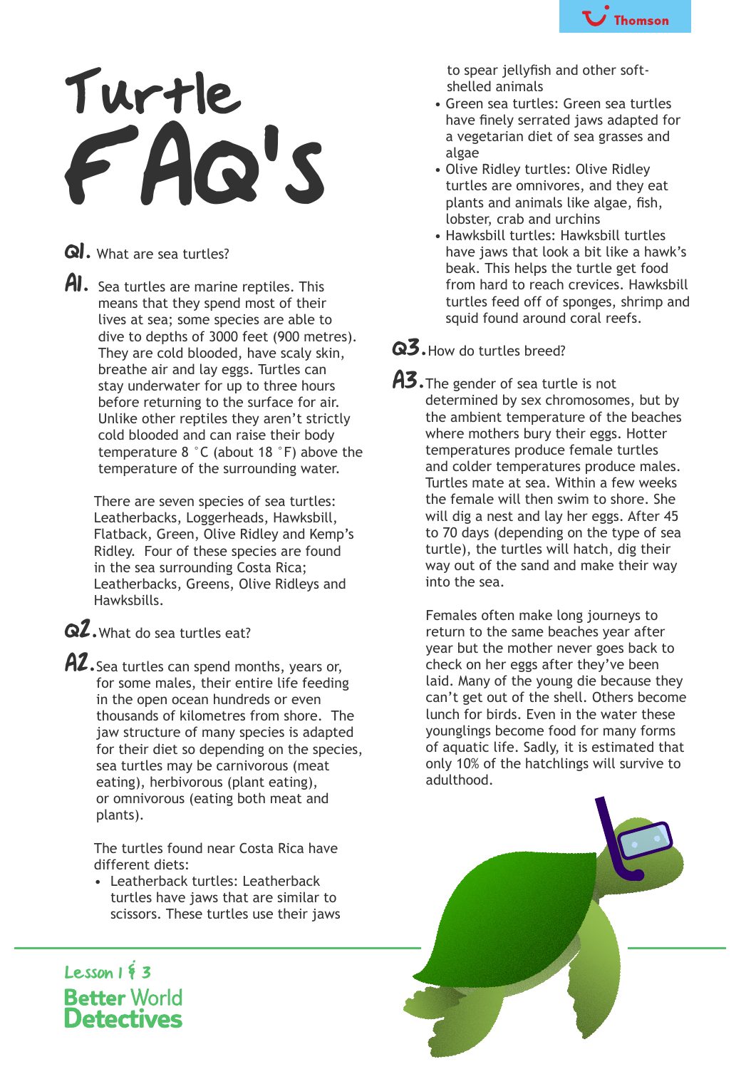# Turtle FAQ's

**Q1.** What are sea turtles?

**A1.** Sea turtles are marine reptiles. This means that they spend most of their lives at sea; some species are able to dive to depths of 3000 feet (900 metres). They are cold blooded, have scaly skin, breathe air and lay eggs. Turtles can stay underwater for up to three hours before returning to the surface for air. Unlike other reptiles they aren't strictly cold blooded and can raise their body temperature 8 °C (about 18 °F) above the temperature of the surrounding water.

There are seven species of sea turtles: Leatherbacks, Loggerheads, Hawksbill, Flatback, Green, Olive Ridley and Kemp's Ridley. Four of these species are found in the sea surrounding Costa Rica; Leatherbacks, Greens, Olive Ridleys and Hawksbills.

**Q2.** What do sea turtles eat?

**A2.** Sea turtles can spend months, years or, for some males, their entire life feeding in the open ocean hundreds or even thousands of kilometres from shore. The jaw structure of many species is adapted for their diet so depending on the species, sea turtles may be carnivorous (meat eating), herbivorous (plant eating), or omnivorous (eating both meat and plants).

The turtles found near Costa Rica have different diets:

- Leatherback turtles: Leatherback turtles have jaws that are similar to scissors. These turtles use their jaws to spear jellyfish and other soft-shelled animals
- Green sea turtles: Green sea turtles have finely serrated jaws adapted for a vegetarian diet of sea grasses and algae
- Olive Ridley turtles: Olive Ridley turtles are omnivores, and they eat plants and animals like algae, fish, lobster, crab and urchins
- Hawksbill turtles: Hawksbill turtles have jaws that look a bit like a hawk's beak. This helps the turtle get food from hard to reach crevices. Hawksbill turtles feed off of sponges, shrimp and squid found around coral reefs.

**Q3.** How do turtles breed?

**A3.** The gender of sea turtle is not determined by sex chromosomes, but by the ambient temperature of the beaches where mothers bury their eggs. Hotter temperatures produce female turtles and colder temperatures produce males. Turtles mate at sea. Within a few weeks the female will then swim to shore. She will dig a nest and lay her eggs. After 45 to 70 days (depending on the type of sea turtle), the turtles will hatch, dig their way out of the sand and make their way into the sea.

Females often make long journeys to return to the same beaches year after year but the mother never goes back to check on her eggs after they've been laid. Many of the young die because they can't get out of the shell. Others become lunch for birds. Even in the water these younglings become food for many forms of aquatic life. Sadly, it is estimated that only 10% of the hatchlings will survive to adulthood.

Lesson 1 & 3

Better World Detectives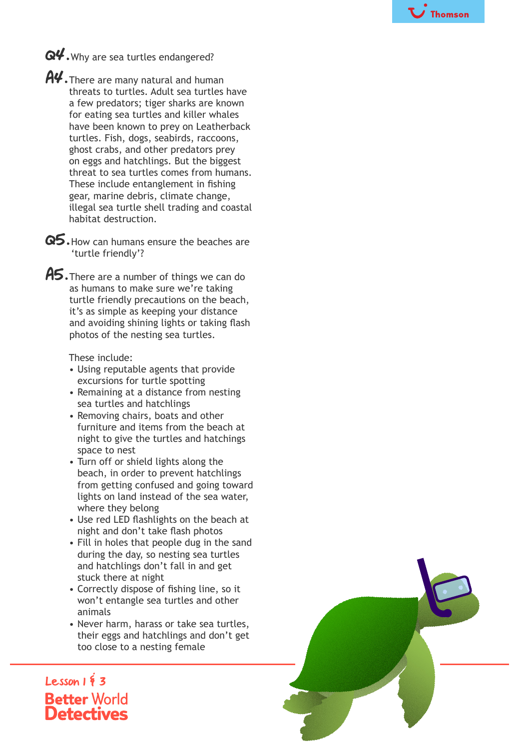**Q4.** Why are sea turtles endangered?

**A4.** There are many natural and human threats to turtles. Adult sea turtles have a few predators; tiger sharks are known for eating sea turtles and killer whales have been known to prey on Leatherback turtles. Fish, dogs, seabirds, raccoons, ghost crabs, and other predators prey on eggs and hatchlings. But the biggest threat to sea turtles comes from humans. These include entanglement in fishing gear, marine debris, climate change, illegal sea turtle shell trading and coastal habitat destruction.

**Q5.** How can humans ensure the beaches are 'turtle friendly'?

**A5.** There are a number of things we can do as humans to make sure we're taking turtle friendly precautions on the beach, it's as simple as keeping your distance and avoiding shining lights or taking flash photos of the nesting sea turtles.

These include:

- Using reputable agents that provide excursions for turtle spotting
- Remaining at a distance from nesting sea turtles and hatchlings
- Removing chairs, boats and other furniture and items from the beach at night to give the turtles and hatchings space to nest
- Turn off or shield lights along the beach, in order to prevent hatchlings from getting confused and going toward lights on land instead of the sea water, where they belong
- Use red LED flashlights on the beach at night and don't take flash photos
- Fill in holes that people dug in the sand during the day, so nesting sea turtles and hatchlings don't fall in and get stuck there at night
- Correctly dispose of fishing line, so it won't entangle sea turtles and other animals
- Never harm, harass or take sea turtles, their eggs and hatchlings and don't get too close to a nesting female